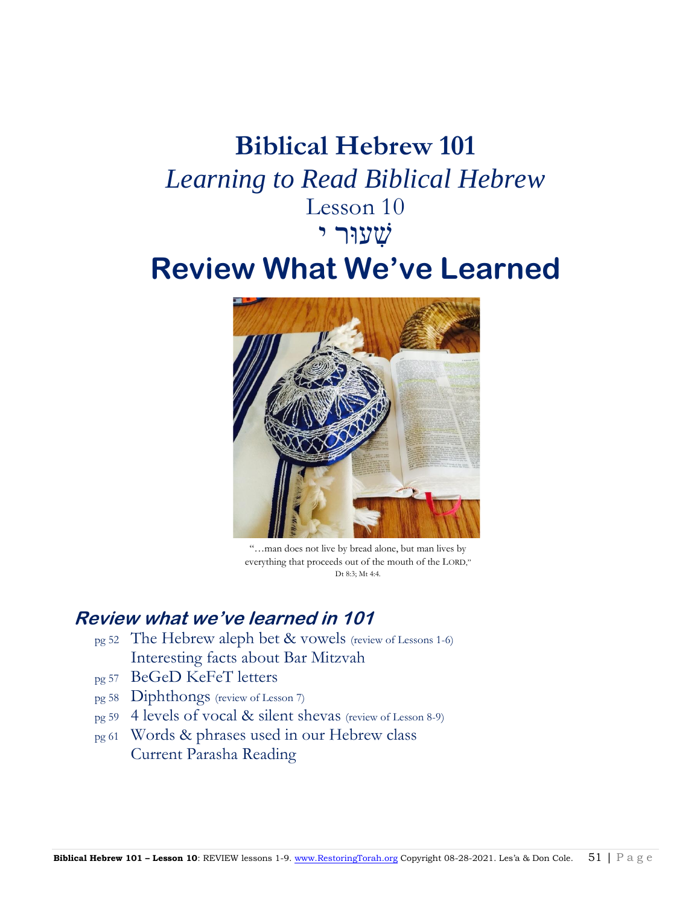# Biblical Hebrew 101

*Learning to Read Biblical Hebrew*

Lesson 10

שִׁעוּר י

# Review What We've Learned

"…man does not live by bread alone, but man lives by everything that proceeds out of the mouth of the LORD," Dt 8:3; Mt 4:4.

## *Review what we've learned in 101*

- pg 52 The Hebrew aleph bet & vowels (review of Lessons 1-6)
  Interesting facts about Bar Mitzvah
- pg 57 BeGeD KeFeT letters
- pg 58 Diphthongs (review of Lesson 7)
- pg 59 4 levels of vocal & silent shevas (review of Lesson 8-9)
- pg 61 Words & phrases used in our Hebrew class
  Current Parasha Reading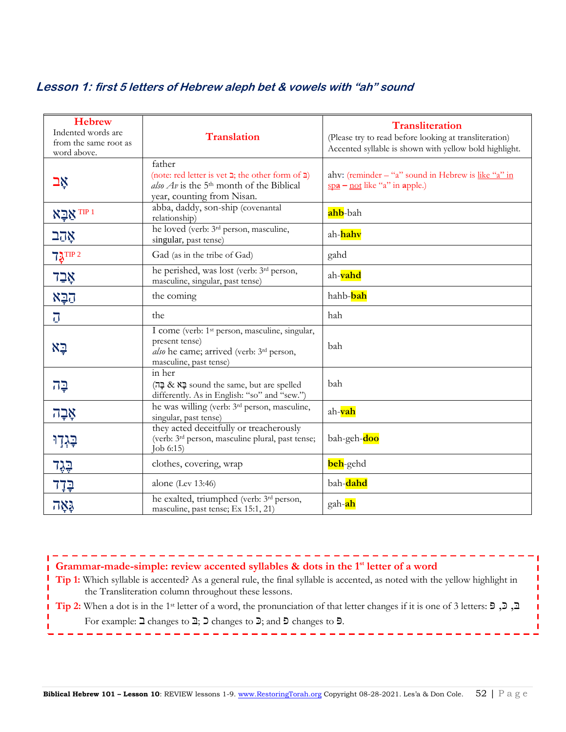## *Lesson 1: first 5 letters of Hebrew aleph bet & vowels with "ah" sound*

| **Hebrew** Indented words are from the same root as word above. | **Translation** | **Transliteration** (Please try to read before looking at transliteration) Accented syllable is shown with yellow bold highlight. |
|---|---|---|
| אָב | father (note: red letter is vet ב; the other form of בּ) *also Av* is the 5th month of the Biblical year, counting from Nisan. | ahv: (reminder – "a" sound in Hebrew is like "a" in spa – not like "a" in apple.) |
| אַבָּא TIP 1 | abba, daddy, son-ship (covenantal relationship) | **ahb**-bah |
| אָהַב | he loved (verb: 3rd person, masculine, singular, past tense) | ah-**hahv** |
| גָּד TIP 2 | Gad (as in the tribe of Gad) | gahd |
| אָבַד | he perished, was lost (verb: 3rd person, masculine, singular, past tense) | ah-**vahd** |
| הַבָּא | the coming | hahb-**bah** |
| הַ | the | hah |
| בָּא | I come (verb: 1st person, masculine, singular, present tense) *also* he came; arrived (verb: 3rd person, masculine, past tense) | bah |
| בָּהּ | in her (בָּא & בָּהּ sound the same, but are spelled differently. As in English: "so" and "sew.") | bah |
| אָבָה | he was willing (verb: 3rd person, masculine, singular, past tense) | ah-**vah** |
| בָּגְדוּ | they acted deceitfully or treacherously (verb: 3rd person, masculine plural, past tense; Job 6:15) | bah-geh-**doo** |
| בֶּגֶד | clothes, covering, wrap | **beh**-gehd |
| בָּדָד | alone (Lev 13:46) | bah-**dahd** |
| גָּאָה | he exalted, triumphed (verb: 3rd person, masculine, past tense; Ex 15:1, 21) | gah-**ah** |

**Grammar-made-simple: review accented syllables & dots in the 1st letter of a word**

**Tip 1:** Which syllable is accented? As a general rule, the final syllable is accented, as noted with the yellow highlight in the Transliteration column throughout these lessons.

**Tip 2:** When a dot is in the 1st letter of a word, the pronunciation of that letter changes if it is one of 3 letters: בּ, כּ, פּ
For example: ב changes to בּ; כ changes to כּ; and פ changes to פּ.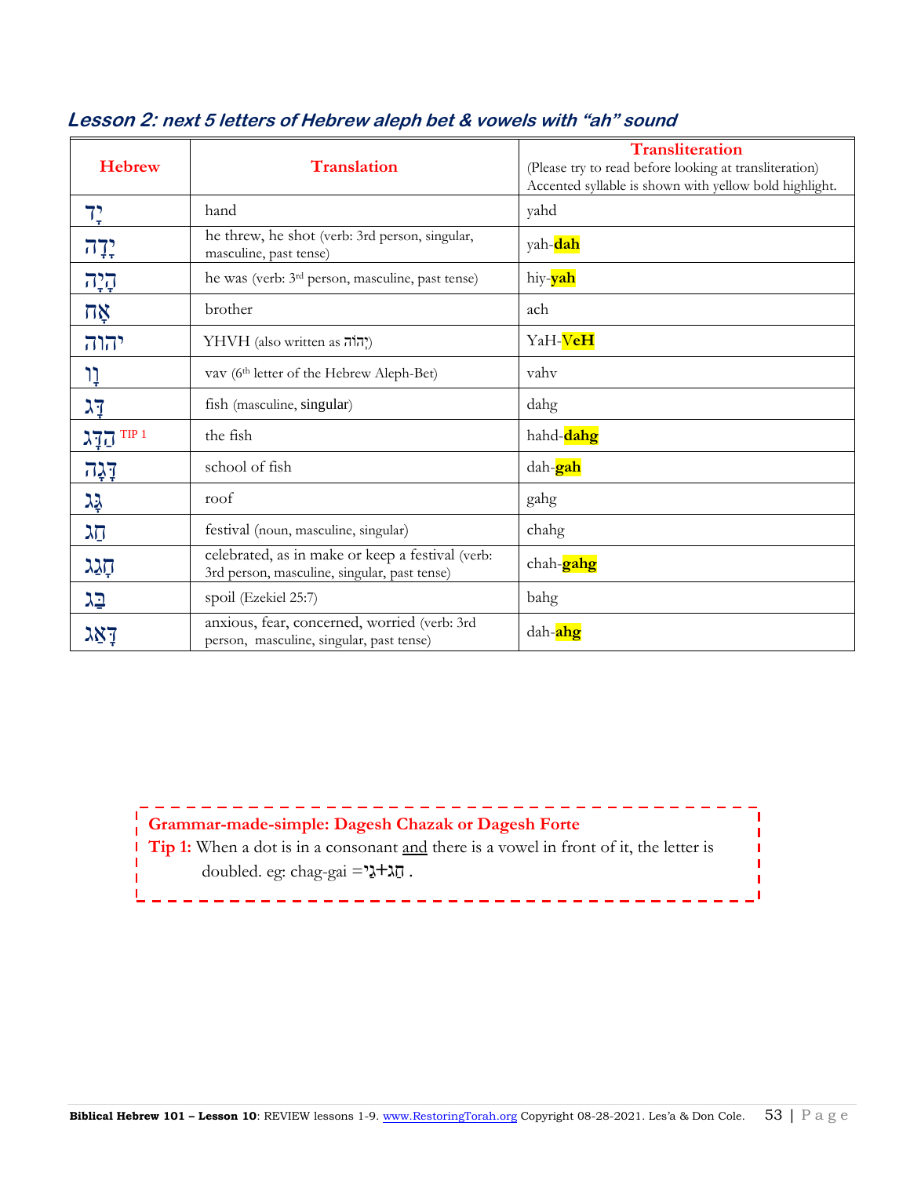## *Lesson 2: next 5 letters of Hebrew aleph bet & vowels with "ah" sound*

| Hebrew | Translation | Transliteration (Please try to read before looking at transliteration) Accented syllable is shown with yellow bold highlight. |
|---|---|---|
| יָד | hand | yahd |
| יָדָה | he threw, he shot (verb: 3rd person, singular, masculine, past tense) | yah-**dah** |
| הָיָה | he was (verb: 3rd person, masculine, past tense) | hiy-**yah** |
| אָח | brother | ach |
| יהוה | YHVH (also written as יְהוָֹה) | YaH-**VeH** |
| וָו | vav (6th letter of the Hebrew Aleph-Bet) | vahv |
| דָג | fish (masculine, singular) | dahg |
| הַדָּג TIP 1 | the fish | hahd-**dahg** |
| דָּגָה | school of fish | dah-**gah** |
| גָּג | roof | gahg |
| חַג | festival (noun, masculine, singular) | chahg |
| חָגַג | celebrated, as in make or keep a festival (verb: 3rd person, masculine, singular, past tense) | chah-**gahg** |
| בַּג | spoil (Ezekiel 25:7) | bahg |
| דָּאַג | anxious, fear, concerned, worried (verb: 3rd person, masculine, singular, past tense) | dah-**ahg** |

**Grammar-made-simple: Dagesh Chazak or Dagesh Forte**

**Tip 1:** When a dot is in a consonant and there is a vowel in front of it, the letter is doubled. eg: chag-gai =חַג+גַּי .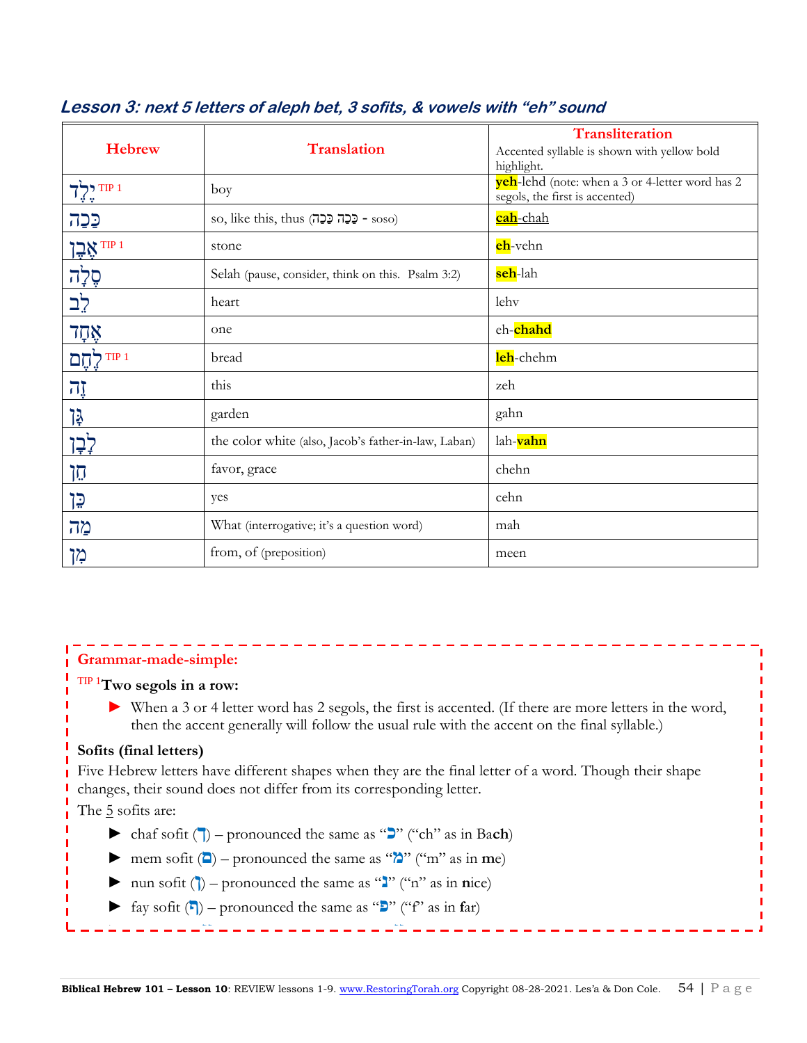### *Lesson 3: next 5 letters of aleph bet, 3 sofits, & vowels with "eh" sound*

| Hebrew | Translation | Transliteration<br>Accented syllable is shown with yellow bold highlight. |
|---|---|---|
| יֶלֶד TIP 1 | boy | **yeh**-lehd (note: when a 3 or 4-letter word has 2 segols, the first is accented) |
| כָּכָה | so, like this, thus (כָּכָה כָּכָה - soso) | **cah**-chah |
| אֶבֶן TIP 1 | stone | **eh**-vehn |
| סֶלָה | Selah (pause, consider, think on this. Psalm 3:2) | **seh**-lah |
| לֵב | heart | lehv |
| אֶחָד | one | eh-**chahd** |
| לֶחֶם TIP 1 | bread | **leh**-chehm |
| זֶה | this | zeh |
| גַּן | garden | gahn |
| לָבָן | the color white (also, Jacob's father-in-law, Laban) | lah-**vahn** |
| חֵן | favor, grace | chehn |
| כֵּן | yes | cehn |
| מַה | What (interrogative; it's a question word) | mah |
| מִן | from, of (preposition) | meen |

**Grammar-made-simple:**

TIP 1 **Two segols in a row:**

- When a 3 or 4 letter word has 2 segols, the first is accented. (If there are more letters in the word, then the accent generally will follow the usual rule with the accent on the final syllable.)

**Sofits (final letters)**

Five Hebrew letters have different shapes when they are the final letter of a word. Though their shape changes, their sound does not differ from its corresponding letter.

The 5 sofits are:

- chaf sofit (ך) – pronounced the same as "כ" ("ch" as in Ba**ch**)
- mem sofit (ם) – pronounced the same as "מ" ("m" as in **m**e)
- nun sofit (ן) – pronounced the same as "נ" ("n" as in **n**ice)
- fay sofit (ף) – pronounced the same as "פ" ("f" as in **f**ar)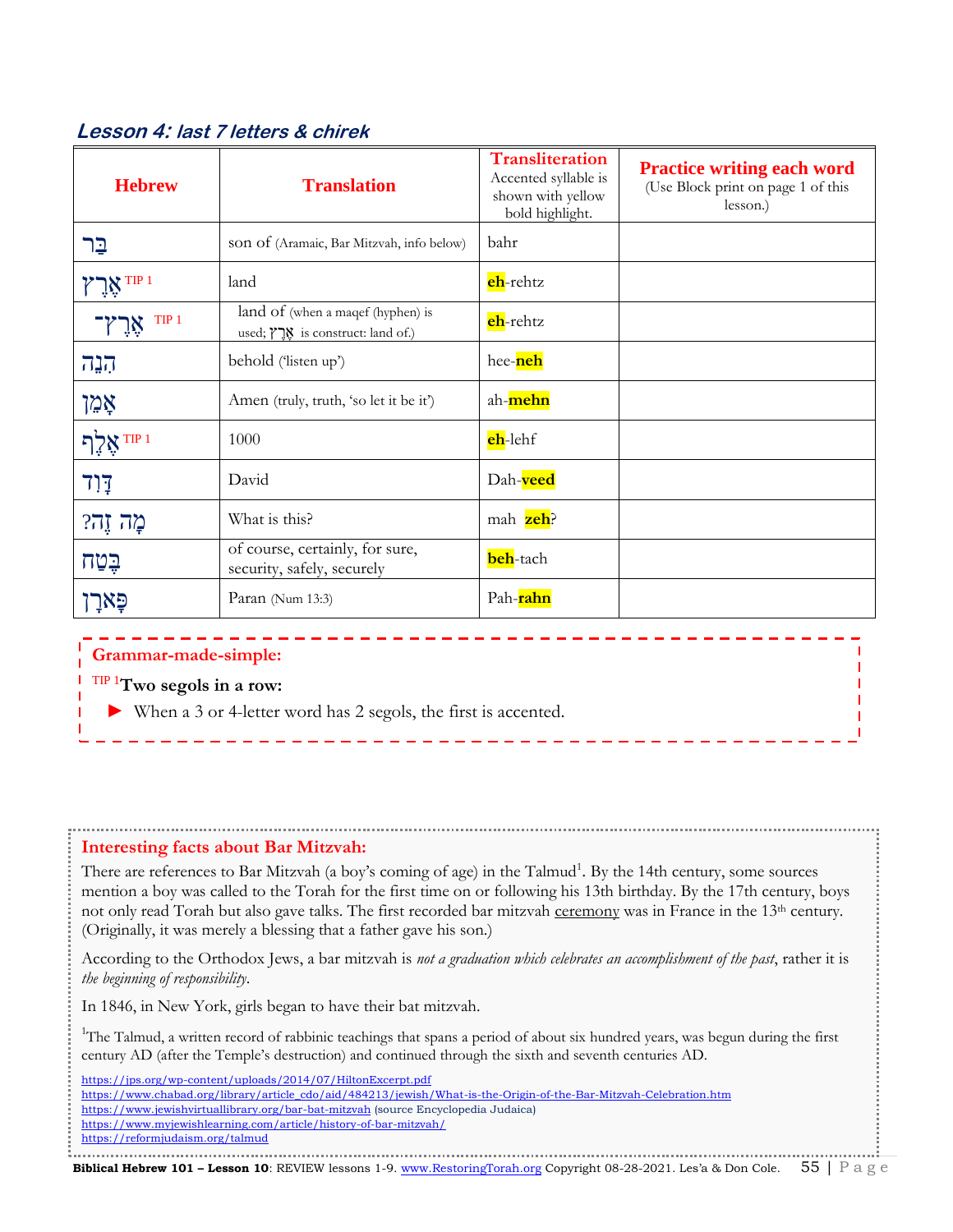### *Lesson 4: last 7 letters & chirek*

| **Hebrew** | **Translation** | **Transliteration** Accented syllable is shown with yellow bold highlight. | **Practice writing each word** (Use Block print on page 1 of this lesson.) |
|---|---|---|---|
| בַּר | son of (Aramaic, Bar Mitzvah, info below) | bahr | |
| אֶרֶץ TIP 1 | land | **eh**-rehtz | |
| אֶרֶץ־ TIP 1 | land of (when a maqef (hyphen) is used; אֶרֶץ is construct: land of.) | **eh**-rehtz | |
| הִנֵּה | behold ('listen up') | hee-**neh** | |
| אָמֵן | Amen (truly, truth, 'so let it be it') | ah-**mehn** | |
| אֶלֶף TIP 1 | 1000 | **eh**-lehf | |
| דָּוִד | David | Dah-**veed** | |
| מָה זֶה? | What is this? | mah **zeh**? | |
| בֶּטַח | of course, certainly, for sure, security, safely, securely | **beh**-tach | |
| פָּארָן | Paran (Num 13:3) | Pah-**rahn** | |

**Grammar-made-simple:**

TIP 1 **Two segols in a row:**

- ► When a 3 or 4-letter word has 2 segols, the first is accented.

**Interesting facts about Bar Mitzvah:**

There are references to Bar Mitzvah (a boy's coming of age) in the Talmud[1]. By the 14th century, some sources mention a boy was called to the Torah for the first time on or following his 13th birthday. By the 17th century, boys not only read Torah but also gave talks. The first recorded bar mitzvah ceremony was in France in the 13th century. (Originally, it was merely a blessing that a father gave his son.)

According to the Orthodox Jews, a bar mitzvah is *not a graduation which celebrates an accomplishment of the past*, rather it is *the beginning of responsibility*.

In 1846, in New York, girls began to have their bat mitzvah.

[1]The Talmud, a written record of rabbinic teachings that spans a period of about six hundred years, was begun during the first century AD (after the Temple's destruction) and continued through the sixth and seventh centuries AD.

https://jps.org/wp-content/uploads/2014/07/HiltonExcerpt.pdf
https://www.chabad.org/library/article_cdo/aid/484213/jewish/What-is-the-Origin-of-the-Bar-Mitzvah-Celebration.htm
https://www.jewishvirtuallibrary.org/bar-bat-mitzvah (source Encyclopedia Judaica)
https://www.myjewishlearning.com/article/history-of-bar-mitzvah/
https://reformjudaism.org/talmud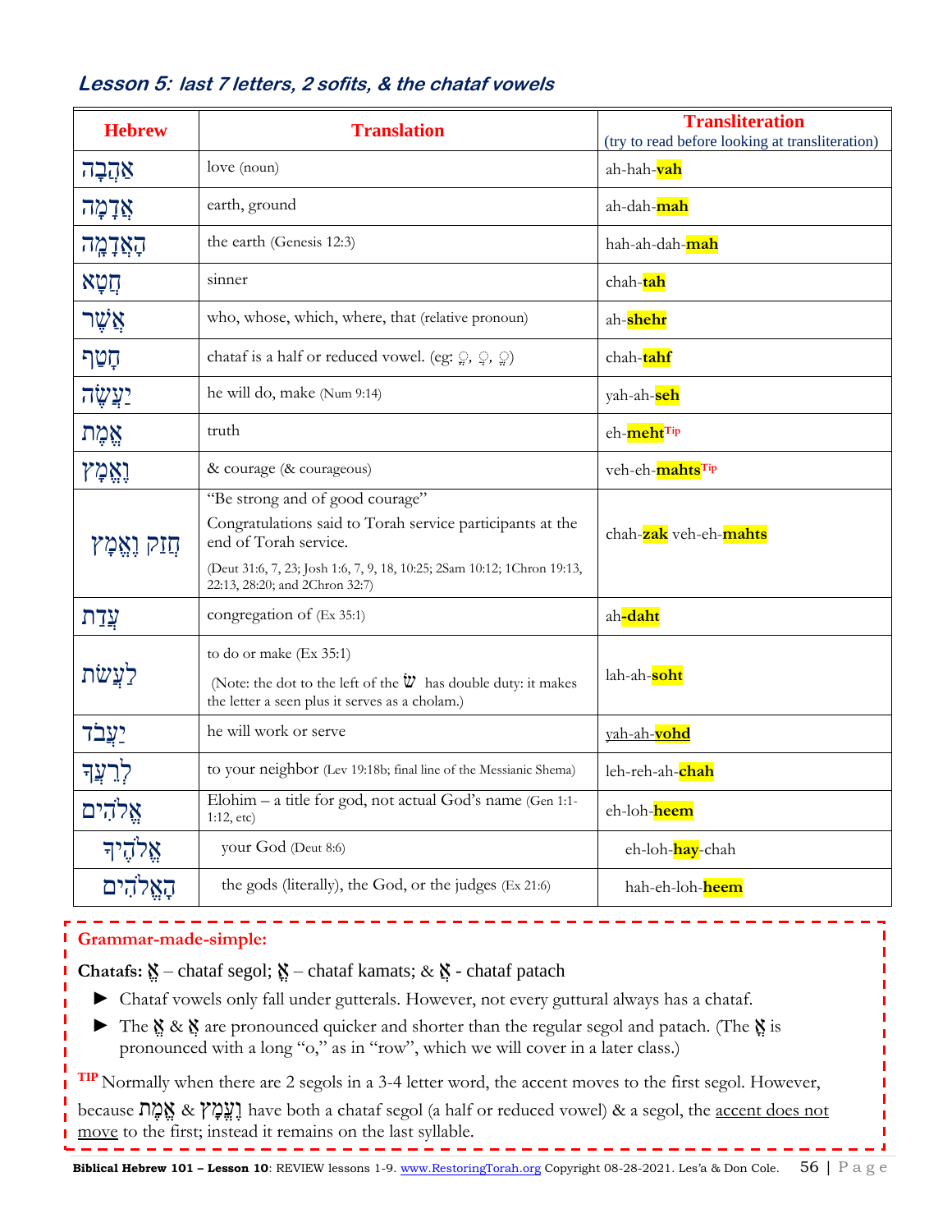## Lesson 5: last 7 letters, 2 sofits, & the chataf vowels

| Hebrew | Translation | Transliteration (try to read before looking at transliteration) |
|---|---|---|
| אַהֲבָה | love (noun) | ah-hah-**vah** |
| אֲדָמָה | earth, ground | ah-dah-**mah** |
| הָאֲדָמָה | the earth (Genesis 12:3) | hah-ah-dah-**mah** |
| חֲטָא | sinner | chah-**tah** |
| אֲשֶׁר | who, whose, which, where, that (relative pronoun) | ah-**shehr** |
| חָטַף | chataf is a half or reduced vowel. (eg: ֱ, ֲ, ֳ) | chah-**tahf** |
| יַעֲשֶׂה | he will do, make (Num 9:14) | yah-ah-**seh** |
| אֱמֶת | truth | eh-**meht**[Tip] |
| וֶאֱמָץ | & courage (& courageous) | veh-eh-**mahts**[Tip] |
| חֲזַק וֶאֱמָץ | "Be strong and of good courage" Congratulations said to Torah service participants at the end of Torah service. (Deut 31:6, 7, 23; Josh 1:6, 7, 9, 18, 10:25; 2Sam 10:12; 1Chron 19:13, 22:13, 28:20; and 2Chron 32:7) | chah-**zak** veh-eh-**mahts** |
| עֲדַת | congregation of (Ex 35:1) | ah**-daht** |
| לַעֲשֹׂת | to do or make (Ex 35:1) (Note: the dot to the left of the שׂ has double duty: it makes the letter a seen plus it serves as a cholam.) | lah-ah-**soht** |
| יַעֲבֹד | he will work or serve | yah-ah-**vohd** |
| לְרֵעֲךָ | to your neighbor (Lev 19:18b; final line of the Messianic Shema) | leh-reh-ah-**chah** |
| אֱלֹהִים | Elohim – a title for god, not actual God's name (Gen 1:1-1:12, etc) | eh-loh-**heem** |
| אֱלֹהֶיךָ | your God (Deut 8:6) | eh-loh-**hay**-chah |
| הָאֱלֹהִים | the gods (literally), the God, or the judges (Ex 21:6) | hah-eh-loh-**heem** |

**Grammar-made-simple:**

**Chatafs:** אֱ – chataf segol; אֳ – chataf kamats; & אֲ - chataf patach

- ► Chataf vowels only fall under gutterals. However, not every guttural always has a chataf.
- ► The אֱ & אֲ are pronounced quicker and shorter than the regular segol and patach. (The אֳ is pronounced with a long "o," as in "row", which we will cover in a later class.)

[TIP] Normally when there are 2 segols in a 3-4 letter word, the accent moves to the first segol. However, because אֱמֶת & וֶאֱמָץ have both a chataf segol (a half or reduced vowel) & a segol, the accent does not move to the first; instead it remains on the last syllable.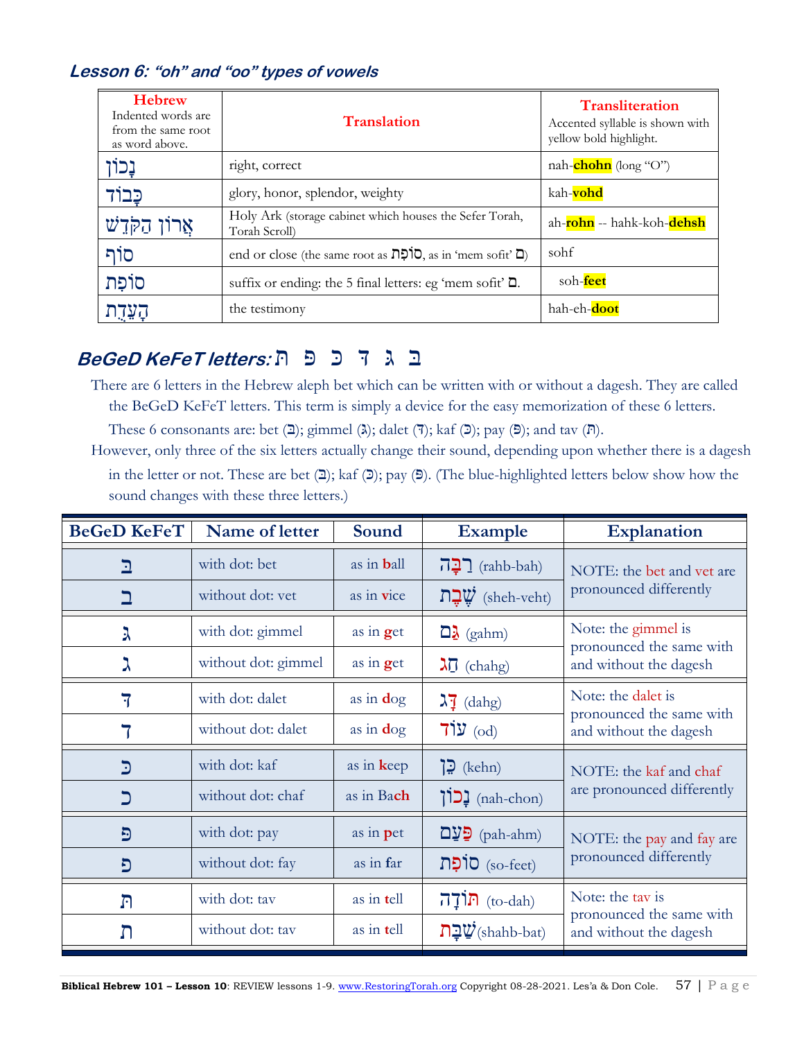### Lesson 6: "oh" and "oo" types of vowels

| **Hebrew** Indented words are from the same root as word above. | **Translation** | **Transliteration** Accented syllable is shown with yellow bold highlight. |
|---|---|---|
| נָכוֹן | right, correct | nah-**chohn** (long "O") |
| כָּבוֹד | glory, honor, splendor, weighty | kah-**vohd** |
| אֲרוֹן הַקֹּדֶשׁ | Holy Ark (storage cabinet which houses the Sefer Torah, Torah Scroll) | ah-**rohn** -- hahk-koh-**dehsh** |
| סוֹף | end or close (the same root as סוֹפִת, as in 'mem sofit' ם) | sohf |
| סוֹפִת | suffix or ending: the 5 final letters: eg 'mem sofit' ם. | soh-**feet** |
| הָעֵדֻת | the testimony | hah-eh-**doot** |

### BeGeD KeFeT letters: ת פ כ ד ג ב

There are 6 letters in the Hebrew aleph bet which can be written with or without a dagesh. They are called the BeGeD KeFeT letters. This term is simply a device for the easy memorization of these 6 letters.

These 6 consonants are: bet (בּ); gimmel (גּ); dalet (דּ); kaf (כּ); pay (פּ); and tav (תּ).

However, only three of the six letters actually change their sound, depending upon whether there is a dagesh in the letter or not. These are bet (בּ); kaf (כּ); pay (פּ). (The blue-highlighted letters below show how the sound changes with these three letters.)

| BeGeD KeFeT | Name of letter | Sound | Example | Explanation |
|---|---|---|---|---|
| בּ | with dot: bet | as in **b**all | רַבָּה (rahb-bah) | NOTE: the bet and vet are pronounced differently |
| ב | without dot: vet | as in **v**ice | שֶׁבֶת (sheh-veht) | |
| גּ | with dot: gimmel | as in **g**et | גַּם (gahm) | Note: the gimmel is pronounced the same with and without the dagesh |
| ג | without dot: gimmel | as in **g**et | חַג (chahg) | |
| דּ | with dot: dalet | as in **d**og | דָּג (dahg) | Note: the dalet is pronounced the same with and without the dagesh |
| ד | without dot: dalet | as in **d**og | עוֹד (od) | |
| כּ | with dot: kaf | as in **k**eep | כֵּן (kehn) | NOTE: the kaf and chaf are pronounced differently |
| כ | without dot: chaf | as in Ba**ch** | נָכוֹן (nah-chon) | |
| פּ | with dot: pay | as in **p**et | פַּעַם (pah-ahm) | NOTE: the pay and fay are pronounced differently |
| פ | without dot: fay | as in **f**ar | סוֹפִת (so-feet) | |
| תּ | with dot: tav | as in **t**ell | תּוֹדָה (to-dah) | Note: the tav is pronounced the same with and without the dagesh |
| ת | without dot: tav | as in **t**ell | שַׁבָּת (shahb-bat) | |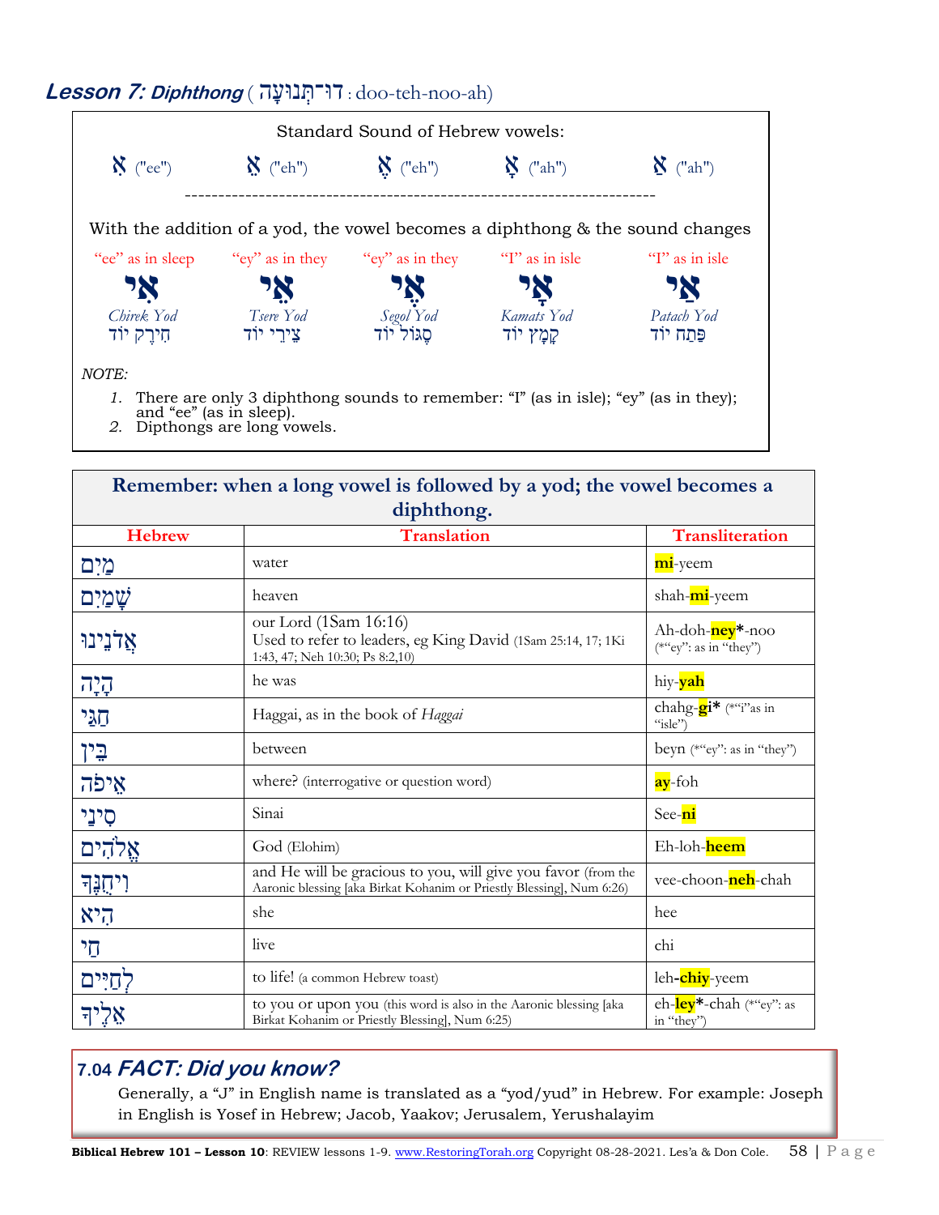## *Lesson 7: Diphthong* ( דוּ־תְנוּעָה : doo-teh-noo-ah)

Standard Sound of Hebrew vowels:

| אִ ("ee") | אֵ ("eh") | אֶ ("eh") | אָ ("ah") | אַ ("ah") |
|---|---|---|---|---|

With the addition of a yod, the vowel becomes a diphthong & the sound changes

| "ee" as in sleep | "ey" as in they | "ey" as in they | "I" as in isle | "I" as in isle |
|---|---|---|---|---|
| אִי | אֵי | אֶי | אָי | אַי |
| *Chirek Yod* | *Tsere Yod* | *Segol Yod* | *Kamats Yod* | *Patach Yod* |
| חִירֶק יוֹד | צֵירֵי יוֹד | סֶגוֹל יוֹד | קָמָץ יוֹד | פַּתַח יוֹד |

*NOTE:*

1. There are only 3 diphthong sounds to remember: "I" (as in isle); "ey" (as in they); and "ee" (as in sleep).
2. Dipthongs are long vowels.

**Remember: when a long vowel is followed by a yod; the vowel becomes a diphthong.**

| Hebrew | Translation | Transliteration |
|---|---|---|
| מַיִם | water | **mi**-yeem |
| שָׁמַיִם | heaven | shah-**mi**-yeem |
| אֲדֹנֵינוּ | our Lord (1Sam 16:16) Used to refer to leaders, eg King David (1Sam 25:14, 17; 1Ki 1:43, 47; Neh 10:30; Ps 8:2,10) | Ah-doh-**ney***-noo (*"ey": as in "they") |
| הָיָה | he was | hiy-**yah** |
| חַגַּי | Haggai, as in the book of *Haggai* | chahg-**gi*** (*"i"as in "isle") |
| בֵּין | between | beyn (*"ey": as in "they") |
| אֵיפֹה | where? (interrogative or question word) | **ay**-foh |
| סִינַי | Sinai | See-**ni** |
| אֱלֹהִים | God (Elohim) | Eh-loh-**heem** |
| וִיחֻנֶּךָּ | and He will be gracious to you, will give you favor (from the Aaronic blessing [aka Birkat Kohanim or Priestly Blessing], Num 6:26) | vee-choon-**neh**-chah |
| הִיא | she | hee |
| חַי | live | chi |
| לְחַיִּים | to life! (a common Hebrew toast) | leh-**chiy**-yeem |
| אֵלֶיךָ | to you or upon you (this word is also in the Aaronic blessing [aka Birkat Kohanim or Priestly Blessing], Num 6:25) | eh-**ley***-chah (*"ey": as in "they") |

### 7.04 *FACT: Did you know?*

Generally, a "J" in English name is translated as a "yod/yud" in Hebrew. For example: Joseph in English is Yosef in Hebrew; Jacob, Yaakov; Jerusalem, Yerushalayim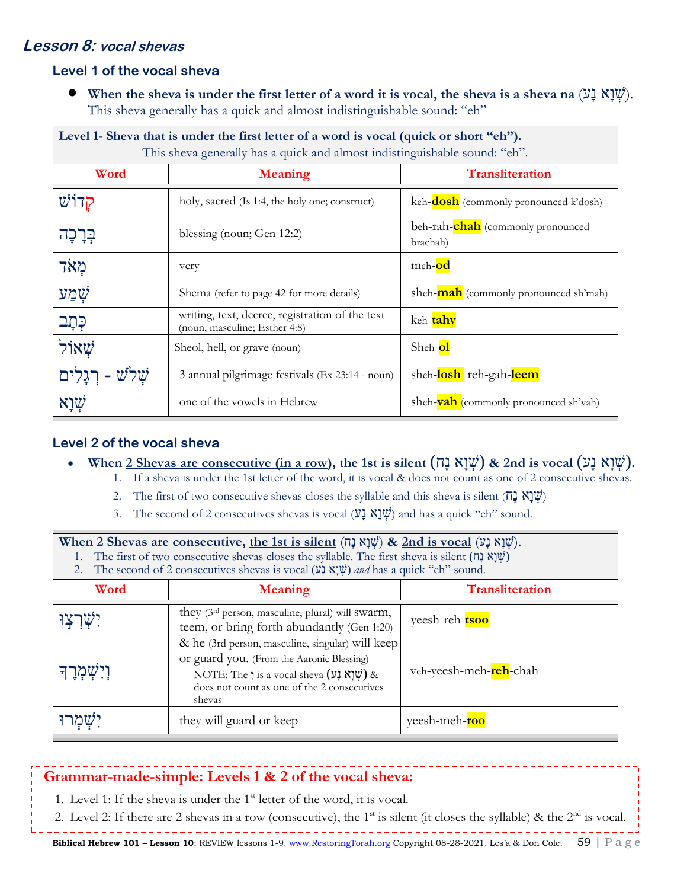## *Lesson 8: vocal shevas*

### Level 1 of the vocal sheva

- **When the sheva is <u>under the first letter of a word</u> it is vocal, the sheva is a sheva na (שְׁוָא נָע).** This sheva generally has a quick and almost indistinguishable sound: "eh"

| **Level 1- Sheva that is under the first letter of a word is vocal (quick or short "eh").** This sheva generally has a quick and almost indistinguishable sound: "eh". | | |
|---|---|---|
| **Word** | **Meaning** | **Transliteration** |
| קְדוֹשׁ | holy, sacred (Is 1:4, the holy one; construct) | keh-**dosh** (commonly pronounced k'dosh) |
| בְּרָכָה | blessing (noun; Gen 12:2) | beh-rah-**chah** (commonly pronounced brachah) |
| מְאֹד | very | meh-**od** |
| שְׁמַע | Shema (refer to page 42 for more details) | sheh-**mah** (commonly pronounced sh'mah) |
| כְּתָב | writing, text, decree, registration of the text (noun, masculine; Esther 4:8) | keh-**tahv** |
| שְׁאוֹל | Sheol, hell, or grave (noun) | Sheh-**ol** |
| שְׁלֹשׁ - רְגָלִים | 3 annual pilgrimage festivals (Ex 23:14 - noun) | sheh-**losh** reh-gah-**leem** |
| שְׁוָא | one of the vowels in Hebrew | sheh-**vah** (commonly pronounced sh'vah) |

### Level 2 of the vocal sheva

- **When <u>2 Shevas are consecutive (in a row)</u>, the 1st is silent (שְׁוָא נָח) & 2nd is vocal (שְׁוָא נָע).**
  1. If a sheva is under the 1st letter of the word, it is vocal & does not count as one of 2 consecutive shevas.
  2. The first of two consecutive shevas closes the syllable and this sheva is silent (שְׁוָא נָח)
  3. The second of 2 consecutives shevas is vocal (שְׁוָא נָע) and has a quick "eh" sound.

| **When 2 Shevas are consecutive, <u>the 1st is silent</u> (שְׁוָא נָח) & <u>2nd is vocal</u> (שְׁוָא נָע).** 1. The first of two consecutive shevas closes the syllable. The first sheva is silent (שְׁוָא נָח) 2. The second of 2 consecutives shevas is vocal (שְׁוָא נָע) *and* has a quick "eh" sound. | | |
|---|---|---|
| **Word** | **Meaning** | **Transliteration** |
| יִשְׁרְצוּ | they (3rd person, masculine, plural) will swarm, teem, or bring forth abundantly (Gen 1:20) | yeesh-reh-**tsoo** |
| וְיִשְׁמְרֶךָ | & he (3rd person, masculine, singular) will keep or guard you. (From the Aaronic Blessing) NOTE: The וְ is a vocal sheva (שְׁוָא נָע) & does not count as one of the 2 consecutives shevas | veh-yeesh-meh-**reh**-chah |
| יִשְׁמְרוּ | they will guard or keep | yeesh-meh-**roo** |

**Grammar-made-simple: Levels 1 & 2 of the vocal sheva:**

1. Level 1: If the sheva is under the 1st letter of the word, it is vocal.
2. Level 2: If there are 2 shevas in a row (consecutive), the 1st is silent (it closes the syllable) & the 2nd is vocal.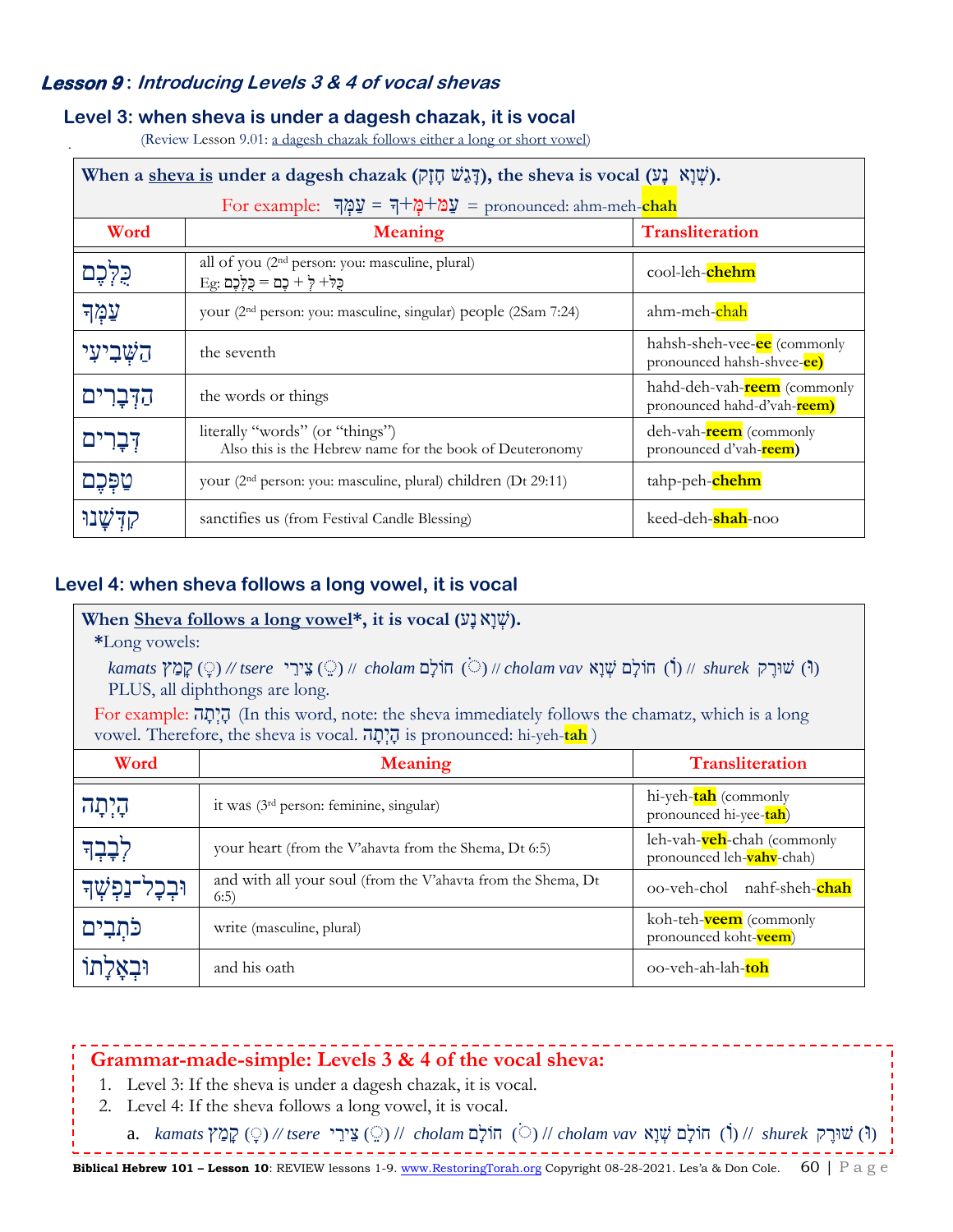## ***Lesson 9*** **: *Introducing Levels 3 & 4 of vocal shevas***

### Level 3: when sheva is under a dagesh chazak, it is vocal

(Review Lesson 9.01: a dagesh chazak follows either a long or short vowel)

**When a sheva is under a dagesh chazak (דָּגֵשׁ חָזָק), the sheva is vocal (שְׁוָא נָע).**

For example: עַמְּךָ = עַמ+מְּ+ךָ = pronounced: ahm-meh-**chah**

| Word | Meaning | Transliteration |
|---|---|---|
| כֻּלְּכֶם | all of you (2nd person: you: masculine, plural) Eg: כֻּלּ + לְ + כֶם = כֻּלְּכֶם | cool-leh-**chehm** |
| עַמְּךָ | your (2nd person: you: masculine, singular) people (2Sam 7:24) | ahm-meh-**chah** |
| הַשְּׁבִיעִי | the seventh | hahsh-sheh-vee-**ee** (commonly pronounced hahsh-shvee-**ee)** |
| הַדְּבָרִים | the words or things | hahd-deh-vah-**reem** (commonly pronounced hahd-d'vah-**reem)** |
| דְּבָרִים | literally "words" (or "things") Also this is the Hebrew name for the book of Deuteronomy | deh-vah-**reem** (commonly pronounced d'vah-**reem)** |
| טַפְּכֶם | your (2nd person: you: masculine, plural) children (Dt 29:11) | tahp-peh-**chehm** |
| קִדְּשָׁנוּ | sanctifies us (from Festival Candle Blessing) | keed-deh-**shah**-noo |

### Level 4: when sheva follows a long vowel, it is vocal

**When Sheva follows a long vowel\*, it is vocal (שְׁוָא נָע).**

\*Long vowels:

*kamats* קָמַץ (ָ) // *tsere* צֵירֵי (ֵ) // *cholam* חוֹלָם (ֹ) // *cholam vav* חוֹלָם שְׁוָא (וֹ) // *shurek* שׁוּרֶק (וּ)
PLUS, all diphthongs are long.

For example: הָיְתָה (In this word, note: the sheva immediately follows the chamatz, which is a long vowel. Therefore, the sheva is vocal. הָיְתָה is pronounced: hi-yeh-**tah** )

| Word | Meaning | Transliteration |
|---|---|---|
| הָיְתָה | it was (3rd person: feminine, singular) | hi-yeh-**tah** (commonly pronounced hi-yee-**tah**) |
| לְבָבְךָ | your heart (from the V'ahavta from the Shema, Dt 6:5) | leh-vah-**veh**-chah (commonly pronounced leh-**vahv**-chah) |
| וּבְכָל־נַפְשְׁךָ | and with all your soul (from the V'ahavta from the Shema, Dt 6:5) | oo-veh-chol nahf-sheh-**chah** |
| כֹּתְבִים | write (masculine, plural) | koh-teh-**veem** (commonly pronounced koht-**veem**) |
| וּבְאָלָתוֹ | and his oath | oo-veh-ah-lah-**toh** |

**Grammar-made-simple: Levels 3 & 4 of the vocal sheva:**

1. Level 3: If the sheva is under a dagesh chazak, it is vocal.
2. Level 4: If the sheva follows a long vowel, it is vocal.
   a. *kamats* קָמַץ (ָ) // *tsere* צֵירֵי (ֵ) // *cholam* חוֹלָם (ֹ) // *cholam vav* חוֹלָם שְׁוָא (וֹ) // *shurek* שׁוּרֶק (וּ)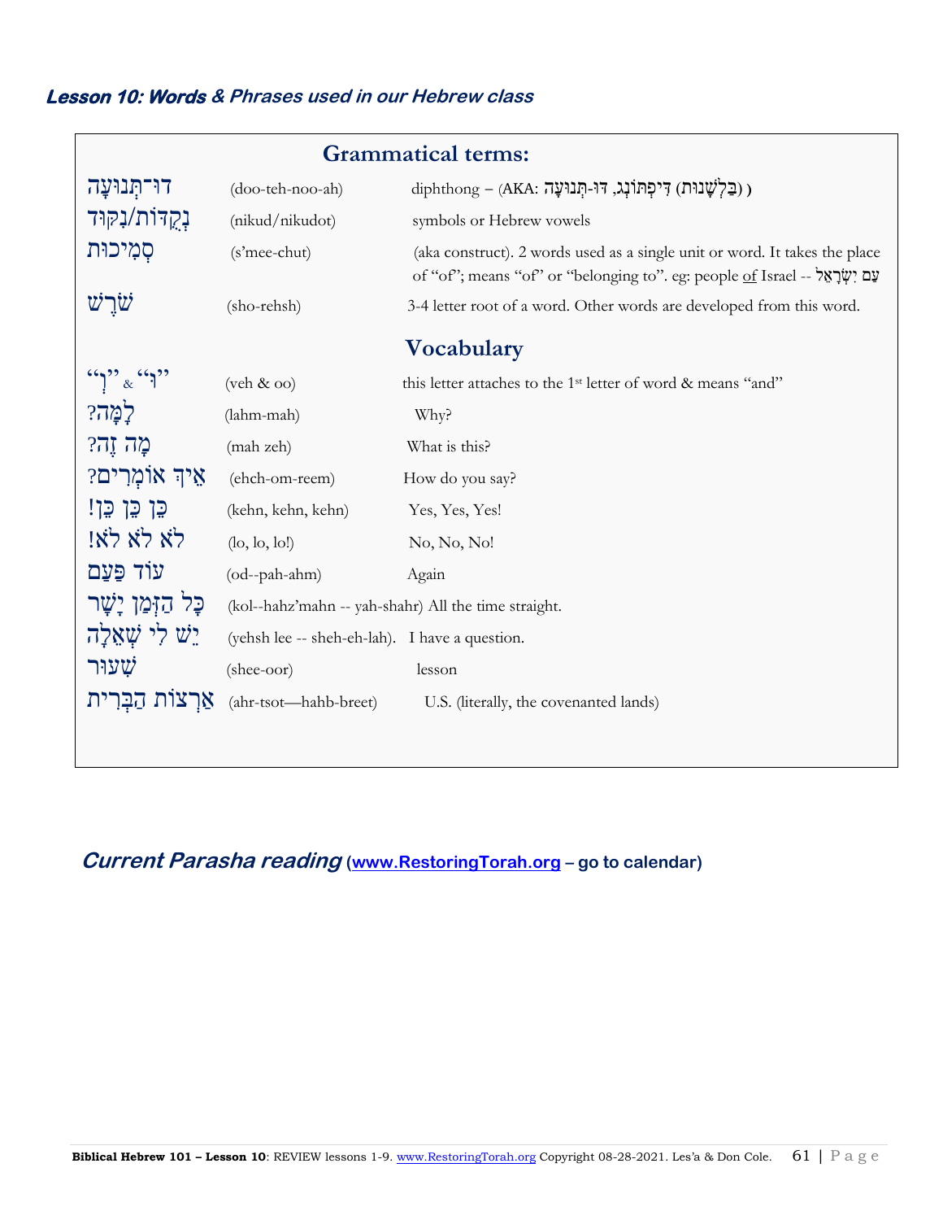### ***Lesson 10: Words & Phrases used in our Hebrew class***

| | | |
|---|---|---|
| | **Grammatical terms:** | |
| דוּ־תְּנוּעָה | (doo-teh-noo-ah) | diphthong – (AKA: (בַּלְשָׁנוּת) דִּיפְתּוֹנְג, דוּ-תְּנוּעָה ) |
| נְקֻדּוֹת/נִקּוּד | (nikud/nikudot) | symbols or Hebrew vowels |
| סְמִיכוּת | (s'mee-chut) | (aka construct). 2 words used as a single unit or word. It takes the place of "of"; means "of" or "belonging to". eg: people <u>of</u> Israel -- עַם יִשְׂרָאֵל |
| שֹׁרֶשׁ | (sho-rehsh) | 3-4 letter root of a word. Other words are developed from this word. |
| | **Vocabulary** | |
| "וְ" & "וּ" | (veh & oo) | this letter attaches to the 1st letter of word & means "and" |
| לָמָּה? | (lahm-mah) | Why? |
| מָה זֶה? | (mah zeh) | What is this? |
| אֵיךְ אוֹמְרִים? | (ehch-om-reem) | How do you say? |
| כֵּן כֵּן כֵּן! | (kehn, kehn, kehn) | Yes, Yes, Yes! |
| לֹא לֹא לֹא! | (lo, lo, lo!) | No, No, No! |
| עוֹד פַּעַם | (od--pah-ahm) | Again |
| כָּל הַזְּמַן יָשָׁר | (kol--hahz'mahn -- yah-shahr) | All the time straight. |
| יֵשׁ לִי שְׁאֵלָה | (yehsh lee -- sheh-eh-lah). | I have a question. |
| שִׁעוּר | (shee-oor) | lesson |
| אַרְצוֹת הַבְּרִית | (ahr-tsot—hahb-breet) | U.S. (literally, the covenanted lands) |

## ***Current Parasha reading*** **([www.RestoringTorah.org](http://www.RestoringTorah.org) – go to calendar)**